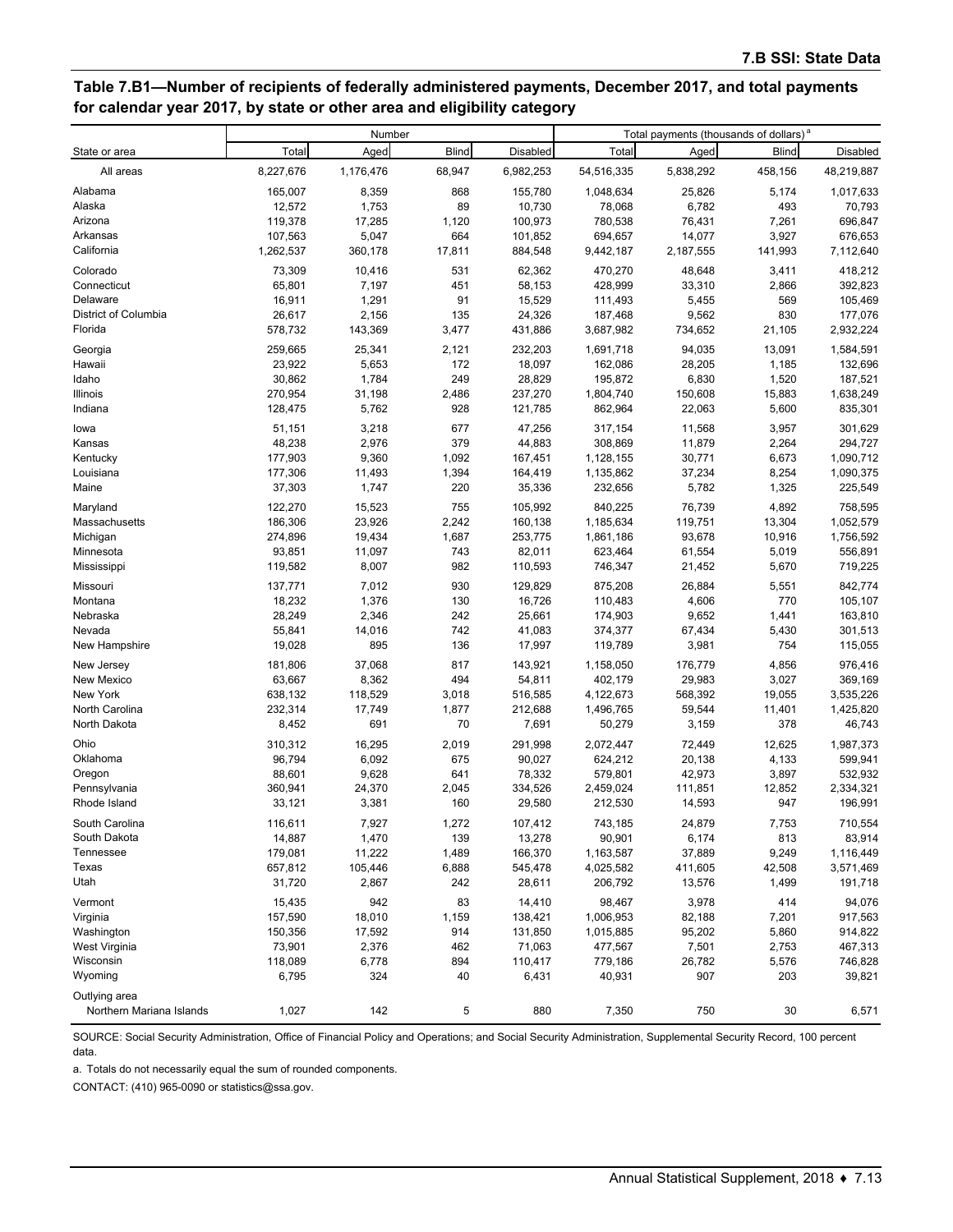## Table 7.B1—Number of recipients of federally administered payments, December 2017, and total payments for calendar year 2017, by state or other area and eligibility category

| State or area | Number | | | | Total payments (thousands of dollars)[a] | | | |
|---|---|---|---|---|---|---|---|---|
| | Total | Aged | Blind | Disabled | Total | Aged | Blind | Disabled |
| All areas | 8,227,676 | 1,176,476 | 68,947 | 6,982,253 | 54,516,335 | 5,838,292 | 458,156 | 48,219,887 |
| Alabama | 165,007 | 8,359 | 868 | 155,780 | 1,048,634 | 25,826 | 5,174 | 1,017,633 |
| Alaska | 12,572 | 1,753 | 89 | 10,730 | 78,068 | 6,782 | 493 | 70,793 |
| Arizona | 119,378 | 17,285 | 1,120 | 100,973 | 780,538 | 76,431 | 7,261 | 696,847 |
| Arkansas | 107,563 | 5,047 | 664 | 101,852 | 694,657 | 14,077 | 3,927 | 676,653 |
| California | 1,262,537 | 360,178 | 17,811 | 884,548 | 9,442,187 | 2,187,555 | 141,993 | 7,112,640 |
| Colorado | 73,309 | 10,416 | 531 | 62,362 | 470,270 | 48,648 | 3,411 | 418,212 |
| Connecticut | 65,801 | 7,197 | 451 | 58,153 | 428,999 | 33,310 | 2,866 | 392,823 |
| Delaware | 16,911 | 1,291 | 91 | 15,529 | 111,493 | 5,455 | 569 | 105,469 |
| District of Columbia | 26,617 | 2,156 | 135 | 24,326 | 187,468 | 9,562 | 830 | 177,076 |
| Florida | 578,732 | 143,369 | 3,477 | 431,886 | 3,687,982 | 734,652 | 21,105 | 2,932,224 |
| Georgia | 259,665 | 25,341 | 2,121 | 232,203 | 1,691,718 | 94,035 | 13,091 | 1,584,591 |
| Hawaii | 23,922 | 5,653 | 172 | 18,097 | 162,086 | 28,205 | 1,185 | 132,696 |
| Idaho | 30,862 | 1,784 | 249 | 28,829 | 195,872 | 6,830 | 1,520 | 187,521 |
| Illinois | 270,954 | 31,198 | 2,486 | 237,270 | 1,804,740 | 150,608 | 15,883 | 1,638,249 |
| Indiana | 128,475 | 5,762 | 928 | 121,785 | 862,964 | 22,063 | 5,600 | 835,301 |
| Iowa | 51,151 | 3,218 | 677 | 47,256 | 317,154 | 11,568 | 3,957 | 301,629 |
| Kansas | 48,238 | 2,976 | 379 | 44,883 | 308,869 | 11,879 | 2,264 | 294,727 |
| Kentucky | 177,903 | 9,360 | 1,092 | 167,451 | 1,128,155 | 30,771 | 6,673 | 1,090,712 |
| Louisiana | 177,306 | 11,493 | 1,394 | 164,419 | 1,135,862 | 37,234 | 8,254 | 1,090,375 |
| Maine | 37,303 | 1,747 | 220 | 35,336 | 232,656 | 5,782 | 1,325 | 225,549 |
| Maryland | 122,270 | 15,523 | 755 | 105,992 | 840,225 | 76,739 | 4,892 | 758,595 |
| Massachusetts | 186,306 | 23,926 | 2,242 | 160,138 | 1,185,634 | 119,751 | 13,304 | 1,052,579 |
| Michigan | 274,896 | 19,434 | 1,687 | 253,775 | 1,861,186 | 93,678 | 10,916 | 1,756,592 |
| Minnesota | 93,851 | 11,097 | 743 | 82,011 | 623,464 | 61,554 | 5,019 | 556,891 |
| Mississippi | 119,582 | 8,007 | 982 | 110,593 | 746,347 | 21,452 | 5,670 | 719,225 |
| Missouri | 137,771 | 7,012 | 930 | 129,829 | 875,208 | 26,884 | 5,551 | 842,774 |
| Montana | 18,232 | 1,376 | 130 | 16,726 | 110,483 | 4,606 | 770 | 105,107 |
| Nebraska | 28,249 | 2,346 | 242 | 25,661 | 174,903 | 9,652 | 1,441 | 163,810 |
| Nevada | 55,841 | 14,016 | 742 | 41,083 | 374,377 | 67,434 | 5,430 | 301,513 |
| New Hampshire | 19,028 | 895 | 136 | 17,997 | 119,789 | 3,981 | 754 | 115,055 |
| New Jersey | 181,806 | 37,068 | 817 | 143,921 | 1,158,050 | 176,779 | 4,856 | 976,416 |
| New Mexico | 63,667 | 8,362 | 494 | 54,811 | 402,179 | 29,983 | 3,027 | 369,169 |
| New York | 638,132 | 118,529 | 3,018 | 516,585 | 4,122,673 | 568,392 | 19,055 | 3,535,226 |
| North Carolina | 232,314 | 17,749 | 1,877 | 212,688 | 1,496,765 | 59,544 | 11,401 | 1,425,820 |
| North Dakota | 8,452 | 691 | 70 | 7,691 | 50,279 | 3,159 | 378 | 46,743 |
| Ohio | 310,312 | 16,295 | 2,019 | 291,998 | 2,072,447 | 72,449 | 12,625 | 1,987,373 |
| Oklahoma | 96,794 | 6,092 | 675 | 90,027 | 624,212 | 20,138 | 4,133 | 599,941 |
| Oregon | 88,601 | 9,628 | 641 | 78,332 | 579,801 | 42,973 | 3,897 | 532,932 |
| Pennsylvania | 360,941 | 24,370 | 2,045 | 334,526 | 2,459,024 | 111,851 | 12,852 | 2,334,321 |
| Rhode Island | 33,121 | 3,381 | 160 | 29,580 | 212,530 | 14,593 | 947 | 196,991 |
| South Carolina | 116,611 | 7,927 | 1,272 | 107,412 | 743,185 | 24,879 | 7,753 | 710,554 |
| South Dakota | 14,887 | 1,470 | 139 | 13,278 | 90,901 | 6,174 | 813 | 83,914 |
| Tennessee | 179,081 | 11,222 | 1,489 | 166,370 | 1,163,587 | 37,889 | 9,249 | 1,116,449 |
| Texas | 657,812 | 105,446 | 6,888 | 545,478 | 4,025,582 | 411,605 | 42,508 | 3,571,469 |
| Utah | 31,720 | 2,867 | 242 | 28,611 | 206,792 | 13,576 | 1,499 | 191,718 |
| Vermont | 15,435 | 942 | 83 | 14,410 | 98,467 | 3,978 | 414 | 94,076 |
| Virginia | 157,590 | 18,010 | 1,159 | 138,421 | 1,006,953 | 82,188 | 7,201 | 917,563 |
| Washington | 150,356 | 17,592 | 914 | 131,850 | 1,015,885 | 95,202 | 5,860 | 914,822 |
| West Virginia | 73,901 | 2,376 | 462 | 71,063 | 477,567 | 7,501 | 2,753 | 467,313 |
| Wisconsin | 118,089 | 6,778 | 894 | 110,417 | 779,186 | 26,782 | 5,576 | 746,828 |
| Wyoming | 6,795 | 324 | 40 | 6,431 | 40,931 | 907 | 203 | 39,821 |
| Outlying area | | | | | | | | |
| Northern Mariana Islands | 1,027 | 142 | 5 | 880 | 7,350 | 750 | 30 | 6,571 |

SOURCE: Social Security Administration, Office of Financial Policy and Operations; and Social Security Administration, Supplemental Security Record, 100 percent data.

a. Totals do not necessarily equal the sum of rounded components.

CONTACT: (410) 965-0090 or statistics@ssa.gov.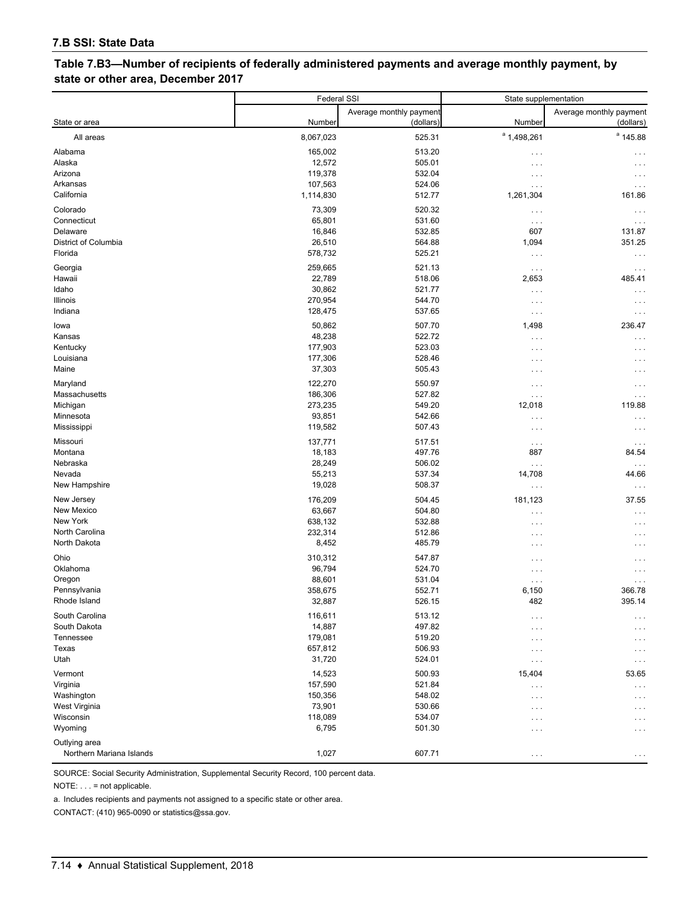### 7.B SSI: State Data

**Table 7.B3—Number of recipients of federally administered payments and average monthly payment, by state or other area, December 2017**

| State or area | Federal SSI | | State supplementation | |
|---|---|---|---|---|
| | Number | Average monthly payment (dollars) | Number | Average monthly payment (dollars) |
| All areas | 8,067,023 | 525.31 | [a] 1,498,261 | [a] 145.88 |
| Alabama | 165,002 | 513.20 | . . . | . . . |
| Alaska | 12,572 | 505.01 | . . . | . . . |
| Arizona | 119,378 | 532.04 | . . . | . . . |
| Arkansas | 107,563 | 524.06 | . . . | . . . |
| California | 1,114,830 | 512.77 | 1,261,304 | 161.86 |
| Colorado | 73,309 | 520.32 | . . . | . . . |
| Connecticut | 65,801 | 531.60 | . . . | . . . |
| Delaware | 16,846 | 532.85 | 607 | 131.87 |
| District of Columbia | 26,510 | 564.88 | 1,094 | 351.25 |
| Florida | 578,732 | 525.21 | . . . | . . . |
| Georgia | 259,665 | 521.13 | . . . | . . . |
| Hawaii | 22,789 | 518.06 | 2,653 | 485.41 |
| Idaho | 30,862 | 521.77 | . . . | . . . |
| Illinois | 270,954 | 544.70 | . . . | . . . |
| Indiana | 128,475 | 537.65 | . . . | . . . |
| Iowa | 50,862 | 507.70 | 1,498 | 236.47 |
| Kansas | 48,238 | 522.72 | . . . | . . . |
| Kentucky | 177,903 | 523.03 | . . . | . . . |
| Louisiana | 177,306 | 528.46 | . . . | . . . |
| Maine | 37,303 | 505.43 | . . . | . . . |
| Maryland | 122,270 | 550.97 | . . . | . . . |
| Massachusetts | 186,306 | 527.82 | . . . | . . . |
| Michigan | 273,235 | 549.20 | 12,018 | 119.88 |
| Minnesota | 93,851 | 542.66 | . . . | . . . |
| Mississippi | 119,582 | 507.43 | . . . | . . . |
| Missouri | 137,771 | 517.51 | . . . | . . . |
| Montana | 18,183 | 497.76 | 887 | 84.54 |
| Nebraska | 28,249 | 506.02 | . . . | . . . |
| Nevada | 55,213 | 537.34 | 14,708 | 44.66 |
| New Hampshire | 19,028 | 508.37 | . . . | . . . |
| New Jersey | 176,209 | 504.45 | 181,123 | 37.55 |
| New Mexico | 63,667 | 504.80 | . . . | . . . |
| New York | 638,132 | 532.88 | . . . | . . . |
| North Carolina | 232,314 | 512.86 | . . . | . . . |
| North Dakota | 8,452 | 485.79 | . . . | . . . |
| Ohio | 310,312 | 547.87 | . . . | . . . |
| Oklahoma | 96,794 | 524.70 | . . . | . . . |
| Oregon | 88,601 | 531.04 | . . . | . . . |
| Pennsylvania | 358,675 | 552.71 | 6,150 | 366.78 |
| Rhode Island | 32,887 | 526.15 | 482 | 395.14 |
| South Carolina | 116,611 | 513.12 | . . . | . . . |
| South Dakota | 14,887 | 497.82 | . . . | . . . |
| Tennessee | 179,081 | 519.20 | . . . | . . . |
| Texas | 657,812 | 506.93 | . . . | . . . |
| Utah | 31,720 | 524.01 | . . . | . . . |
| Vermont | 14,523 | 500.93 | 15,404 | 53.65 |
| Virginia | 157,590 | 521.84 | . . . | . . . |
| Washington | 150,356 | 548.02 | . . . | . . . |
| West Virginia | 73,901 | 530.66 | . . . | . . . |
| Wisconsin | 118,089 | 534.07 | . . . | . . . |
| Wyoming | 6,795 | 501.30 | . . . | . . . |
| Outlying area | | | | |
| Northern Mariana Islands | 1,027 | 607.71 | . . . | . . . |

SOURCE: Social Security Administration, Supplemental Security Record, 100 percent data.

NOTE: . . . = not applicable.

a. Includes recipients and payments not assigned to a specific state or other area.

CONTACT: (410) 965-0090 or statistics@ssa.gov.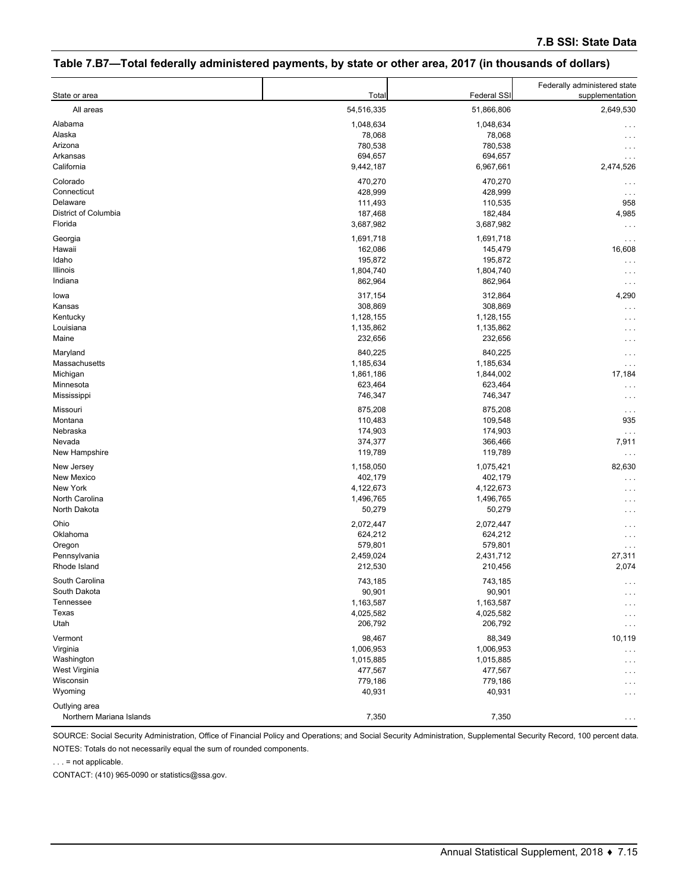## Table 7.B7—Total federally administered payments, by state or other area, 2017 (in thousands of dollars)

| State or area | Total | Federal SSI | Federally administered state supplementation |
|---|---|---|---|
| All areas | 54,516,335 | 51,866,806 | 2,649,530 |
| Alabama | 1,048,634 | 1,048,634 | . . . |
| Alaska | 78,068 | 78,068 | . . . |
| Arizona | 780,538 | 780,538 | . . . |
| Arkansas | 694,657 | 694,657 | . . . |
| California | 9,442,187 | 6,967,661 | 2,474,526 |
| Colorado | 470,270 | 470,270 | . . . |
| Connecticut | 428,999 | 428,999 | . . . |
| Delaware | 111,493 | 110,535 | 958 |
| District of Columbia | 187,468 | 182,484 | 4,985 |
| Florida | 3,687,982 | 3,687,982 | . . . |
| Georgia | 1,691,718 | 1,691,718 | . . . |
| Hawaii | 162,086 | 145,479 | 16,608 |
| Idaho | 195,872 | 195,872 | . . . |
| Illinois | 1,804,740 | 1,804,740 | . . . |
| Indiana | 862,964 | 862,964 | . . . |
| Iowa | 317,154 | 312,864 | 4,290 |
| Kansas | 308,869 | 308,869 | . . . |
| Kentucky | 1,128,155 | 1,128,155 | . . . |
| Louisiana | 1,135,862 | 1,135,862 | . . . |
| Maine | 232,656 | 232,656 | . . . |
| Maryland | 840,225 | 840,225 | . . . |
| Massachusetts | 1,185,634 | 1,185,634 | . . . |
| Michigan | 1,861,186 | 1,844,002 | 17,184 |
| Minnesota | 623,464 | 623,464 | . . . |
| Mississippi | 746,347 | 746,347 | . . . |
| Missouri | 875,208 | 875,208 | . . . |
| Montana | 110,483 | 109,548 | 935 |
| Nebraska | 174,903 | 174,903 | . . . |
| Nevada | 374,377 | 366,466 | 7,911 |
| New Hampshire | 119,789 | 119,789 | . . . |
| New Jersey | 1,158,050 | 1,075,421 | 82,630 |
| New Mexico | 402,179 | 402,179 | . . . |
| New York | 4,122,673 | 4,122,673 | . . . |
| North Carolina | 1,496,765 | 1,496,765 | . . . |
| North Dakota | 50,279 | 50,279 | . . . |
| Ohio | 2,072,447 | 2,072,447 | . . . |
| Oklahoma | 624,212 | 624,212 | . . . |
| Oregon | 579,801 | 579,801 | . . . |
| Pennsylvania | 2,459,024 | 2,431,712 | 27,311 |
| Rhode Island | 212,530 | 210,456 | 2,074 |
| South Carolina | 743,185 | 743,185 | . . . |
| South Dakota | 90,901 | 90,901 | . . . |
| Tennessee | 1,163,587 | 1,163,587 | . . . |
| Texas | 4,025,582 | 4,025,582 | . . . |
| Utah | 206,792 | 206,792 | . . . |
| Vermont | 98,467 | 88,349 | 10,119 |
| Virginia | 1,006,953 | 1,006,953 | . . . |
| Washington | 1,015,885 | 1,015,885 | . . . |
| West Virginia | 477,567 | 477,567 | . . . |
| Wisconsin | 779,186 | 779,186 | . . . |
| Wyoming | 40,931 | 40,931 | . . . |
| Outlying area | | | |
| Northern Mariana Islands | 7,350 | 7,350 | . . . |

SOURCE: Social Security Administration, Office of Financial Policy and Operations; and Social Security Administration, Supplemental Security Record, 100 percent data.

NOTES: Totals do not necessarily equal the sum of rounded components.

. . . = not applicable.

CONTACT: (410) 965-0090 or statistics@ssa.gov.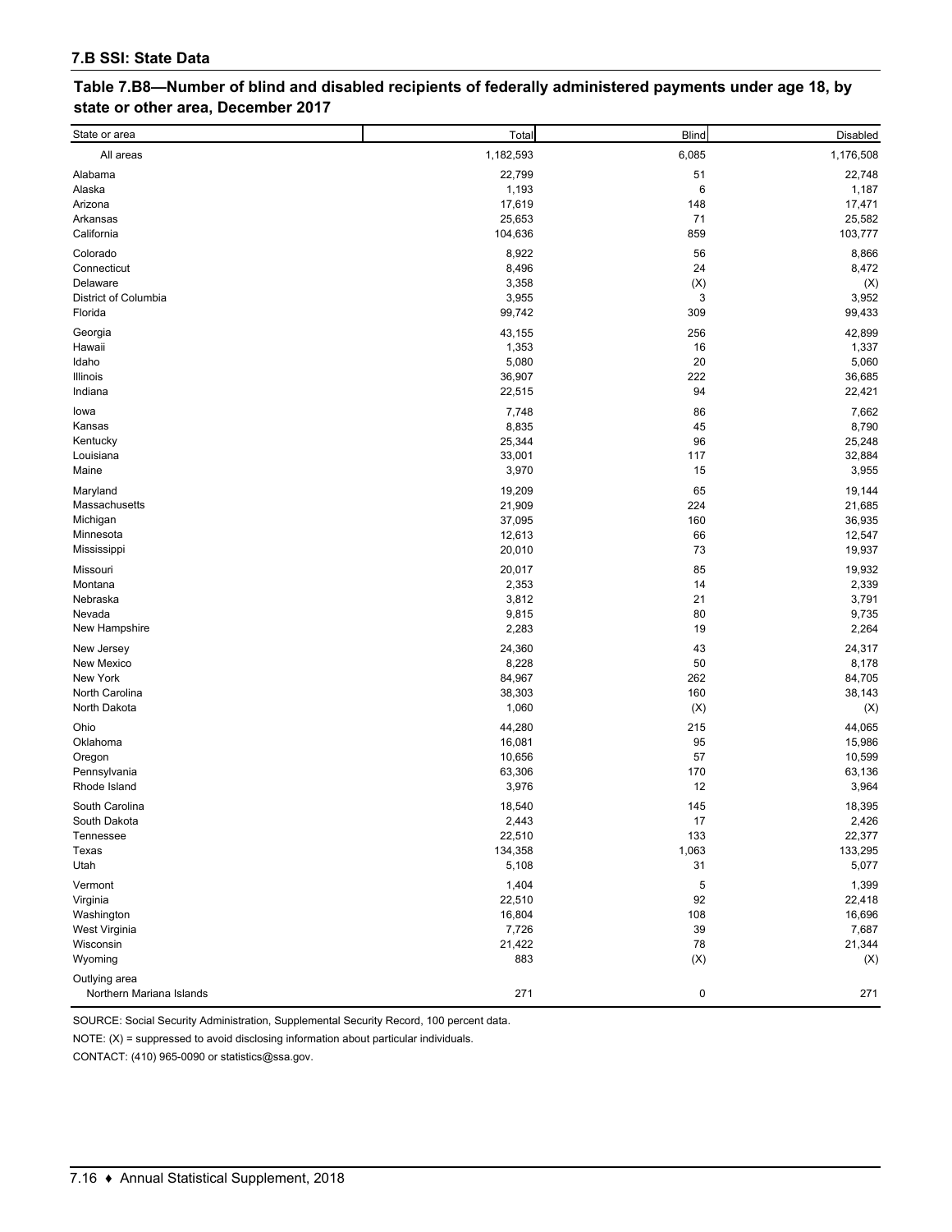### 7.B SSI: State Data

#### Table 7.B8—Number of blind and disabled recipients of federally administered payments under age 18, by state or other area, December 2017

| State or area | Total | Blind | Disabled |
|---|---|---|---|
| All areas | 1,182,593 | 6,085 | 1,176,508 |
| Alabama | 22,799 | 51 | 22,748 |
| Alaska | 1,193 | 6 | 1,187 |
| Arizona | 17,619 | 148 | 17,471 |
| Arkansas | 25,653 | 71 | 25,582 |
| California | 104,636 | 859 | 103,777 |
| Colorado | 8,922 | 56 | 8,866 |
| Connecticut | 8,496 | 24 | 8,472 |
| Delaware | 3,358 | (X) | (X) |
| District of Columbia | 3,955 | 3 | 3,952 |
| Florida | 99,742 | 309 | 99,433 |
| Georgia | 43,155 | 256 | 42,899 |
| Hawaii | 1,353 | 16 | 1,337 |
| Idaho | 5,080 | 20 | 5,060 |
| Illinois | 36,907 | 222 | 36,685 |
| Indiana | 22,515 | 94 | 22,421 |
| Iowa | 7,748 | 86 | 7,662 |
| Kansas | 8,835 | 45 | 8,790 |
| Kentucky | 25,344 | 96 | 25,248 |
| Louisiana | 33,001 | 117 | 32,884 |
| Maine | 3,970 | 15 | 3,955 |
| Maryland | 19,209 | 65 | 19,144 |
| Massachusetts | 21,909 | 224 | 21,685 |
| Michigan | 37,095 | 160 | 36,935 |
| Minnesota | 12,613 | 66 | 12,547 |
| Mississippi | 20,010 | 73 | 19,937 |
| Missouri | 20,017 | 85 | 19,932 |
| Montana | 2,353 | 14 | 2,339 |
| Nebraska | 3,812 | 21 | 3,791 |
| Nevada | 9,815 | 80 | 9,735 |
| New Hampshire | 2,283 | 19 | 2,264 |
| New Jersey | 24,360 | 43 | 24,317 |
| New Mexico | 8,228 | 50 | 8,178 |
| New York | 84,967 | 262 | 84,705 |
| North Carolina | 38,303 | 160 | 38,143 |
| North Dakota | 1,060 | (X) | (X) |
| Ohio | 44,280 | 215 | 44,065 |
| Oklahoma | 16,081 | 95 | 15,986 |
| Oregon | 10,656 | 57 | 10,599 |
| Pennsylvania | 63,306 | 170 | 63,136 |
| Rhode Island | 3,976 | 12 | 3,964 |
| South Carolina | 18,540 | 145 | 18,395 |
| South Dakota | 2,443 | 17 | 2,426 |
| Tennessee | 22,510 | 133 | 22,377 |
| Texas | 134,358 | 1,063 | 133,295 |
| Utah | 5,108 | 31 | 5,077 |
| Vermont | 1,404 | 5 | 1,399 |
| Virginia | 22,510 | 92 | 22,418 |
| Washington | 16,804 | 108 | 16,696 |
| West Virginia | 7,726 | 39 | 7,687 |
| Wisconsin | 21,422 | 78 | 21,344 |
| Wyoming | 883 | (X) | (X) |
| Outlying area | | | |
| Northern Mariana Islands | 271 | 0 | 271 |

SOURCE: Social Security Administration, Supplemental Security Record, 100 percent data.

NOTE: (X) = suppressed to avoid disclosing information about particular individuals.

CONTACT: (410) 965-0090 or statistics@ssa.gov.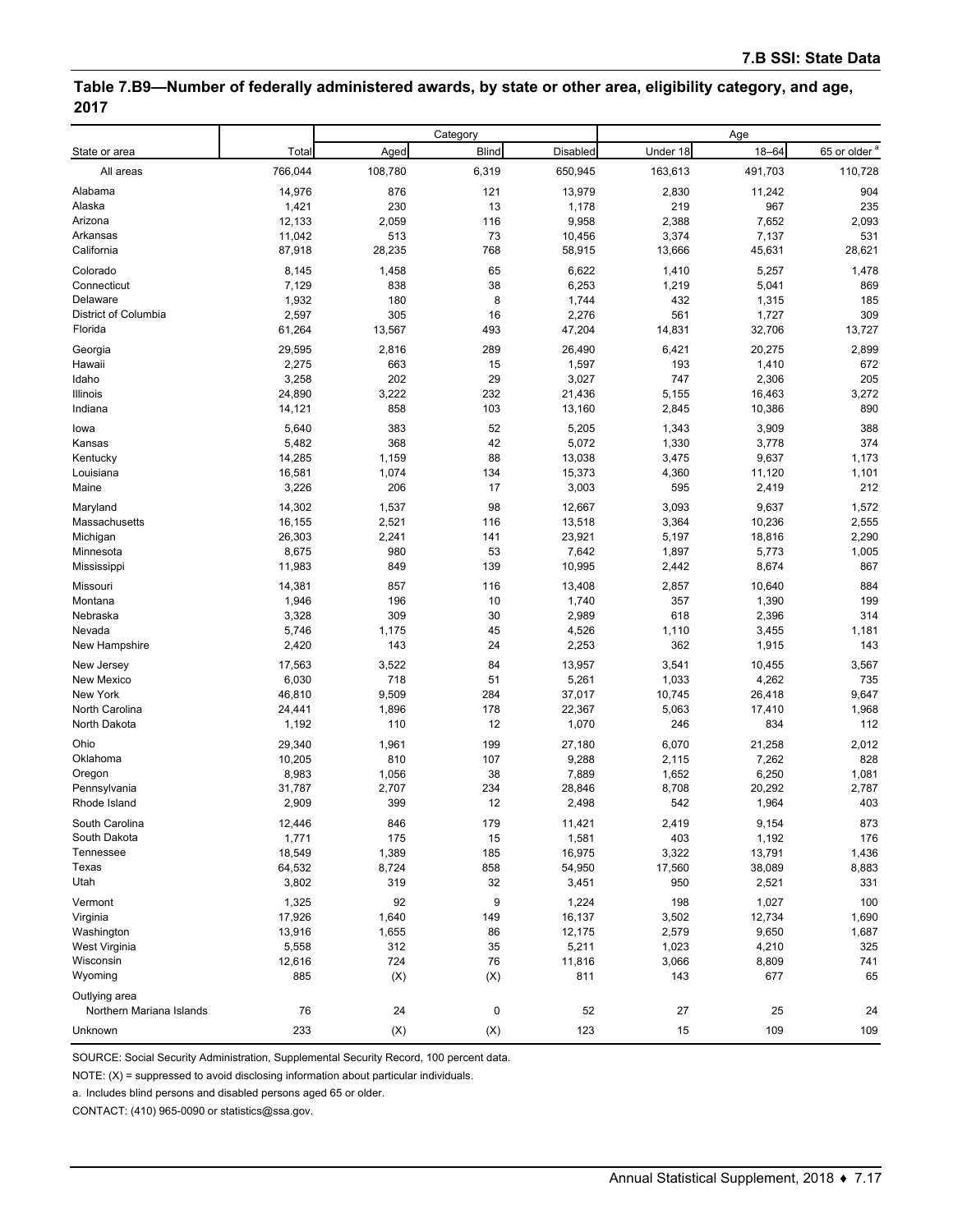## Table 7.B9—Number of federally administered awards, by state or other area, eligibility category, and age, 2017

| State or area | Total | Category | | | Age | | |
|---|---|---|---|---|---|---|---|
| | | Aged | Blind | Disabled | Under 18 | 18–64 | 65 or older [a] |
| All areas | 766,044 | 108,780 | 6,319 | 650,945 | 163,613 | 491,703 | 110,728 |
| Alabama | 14,976 | 876 | 121 | 13,979 | 2,830 | 11,242 | 904 |
| Alaska | 1,421 | 230 | 13 | 1,178 | 219 | 967 | 235 |
| Arizona | 12,133 | 2,059 | 116 | 9,958 | 2,388 | 7,652 | 2,093 |
| Arkansas | 11,042 | 513 | 73 | 10,456 | 3,374 | 7,137 | 531 |
| California | 87,918 | 28,235 | 768 | 58,915 | 13,666 | 45,631 | 28,621 |
| Colorado | 8,145 | 1,458 | 65 | 6,622 | 1,410 | 5,257 | 1,478 |
| Connecticut | 7,129 | 838 | 38 | 6,253 | 1,219 | 5,041 | 869 |
| Delaware | 1,932 | 180 | 8 | 1,744 | 432 | 1,315 | 185 |
| District of Columbia | 2,597 | 305 | 16 | 2,276 | 561 | 1,727 | 309 |
| Florida | 61,264 | 13,567 | 493 | 47,204 | 14,831 | 32,706 | 13,727 |
| Georgia | 29,595 | 2,816 | 289 | 26,490 | 6,421 | 20,275 | 2,899 |
| Hawaii | 2,275 | 663 | 15 | 1,597 | 193 | 1,410 | 672 |
| Idaho | 3,258 | 202 | 29 | 3,027 | 747 | 2,306 | 205 |
| Illinois | 24,890 | 3,222 | 232 | 21,436 | 5,155 | 16,463 | 3,272 |
| Indiana | 14,121 | 858 | 103 | 13,160 | 2,845 | 10,386 | 890 |
| Iowa | 5,640 | 383 | 52 | 5,205 | 1,343 | 3,909 | 388 |
| Kansas | 5,482 | 368 | 42 | 5,072 | 1,330 | 3,778 | 374 |
| Kentucky | 14,285 | 1,159 | 88 | 13,038 | 3,475 | 9,637 | 1,173 |
| Louisiana | 16,581 | 1,074 | 134 | 15,373 | 4,360 | 11,120 | 1,101 |
| Maine | 3,226 | 206 | 17 | 3,003 | 595 | 2,419 | 212 |
| Maryland | 14,302 | 1,537 | 98 | 12,667 | 3,093 | 9,637 | 1,572 |
| Massachusetts | 16,155 | 2,521 | 116 | 13,518 | 3,364 | 10,236 | 2,555 |
| Michigan | 26,303 | 2,241 | 141 | 23,921 | 5,197 | 18,816 | 2,290 |
| Minnesota | 8,675 | 980 | 53 | 7,642 | 1,897 | 5,773 | 1,005 |
| Mississippi | 11,983 | 849 | 139 | 10,995 | 2,442 | 8,674 | 867 |
| Missouri | 14,381 | 857 | 116 | 13,408 | 2,857 | 10,640 | 884 |
| Montana | 1,946 | 196 | 10 | 1,740 | 357 | 1,390 | 199 |
| Nebraska | 3,328 | 309 | 30 | 2,989 | 618 | 2,396 | 314 |
| Nevada | 5,746 | 1,175 | 45 | 4,526 | 1,110 | 3,455 | 1,181 |
| New Hampshire | 2,420 | 143 | 24 | 2,253 | 362 | 1,915 | 143 |
| New Jersey | 17,563 | 3,522 | 84 | 13,957 | 3,541 | 10,455 | 3,567 |
| New Mexico | 6,030 | 718 | 51 | 5,261 | 1,033 | 4,262 | 735 |
| New York | 46,810 | 9,509 | 284 | 37,017 | 10,745 | 26,418 | 9,647 |
| North Carolina | 24,441 | 1,896 | 178 | 22,367 | 5,063 | 17,410 | 1,968 |
| North Dakota | 1,192 | 110 | 12 | 1,070 | 246 | 834 | 112 |
| Ohio | 29,340 | 1,961 | 199 | 27,180 | 6,070 | 21,258 | 2,012 |
| Oklahoma | 10,205 | 810 | 107 | 9,288 | 2,115 | 7,262 | 828 |
| Oregon | 8,983 | 1,056 | 38 | 7,889 | 1,652 | 6,250 | 1,081 |
| Pennsylvania | 31,787 | 2,707 | 234 | 28,846 | 8,708 | 20,292 | 2,787 |
| Rhode Island | 2,909 | 399 | 12 | 2,498 | 542 | 1,964 | 403 |
| South Carolina | 12,446 | 846 | 179 | 11,421 | 2,419 | 9,154 | 873 |
| South Dakota | 1,771 | 175 | 15 | 1,581 | 403 | 1,192 | 176 |
| Tennessee | 18,549 | 1,389 | 185 | 16,975 | 3,322 | 13,791 | 1,436 |
| Texas | 64,532 | 8,724 | 858 | 54,950 | 17,560 | 38,089 | 8,883 |
| Utah | 3,802 | 319 | 32 | 3,451 | 950 | 2,521 | 331 |
| Vermont | 1,325 | 92 | 9 | 1,224 | 198 | 1,027 | 100 |
| Virginia | 17,926 | 1,640 | 149 | 16,137 | 3,502 | 12,734 | 1,690 |
| Washington | 13,916 | 1,655 | 86 | 12,175 | 2,579 | 9,650 | 1,687 |
| West Virginia | 5,558 | 312 | 35 | 5,211 | 1,023 | 4,210 | 325 |
| Wisconsin | 12,616 | 724 | 76 | 11,816 | 3,066 | 8,809 | 741 |
| Wyoming | 885 | (X) | (X) | 811 | 143 | 677 | 65 |
| Outlying area | | | | | | | |
| Northern Mariana Islands | 76 | 24 | 0 | 52 | 27 | 25 | 24 |
| Unknown | 233 | (X) | (X) | 123 | 15 | 109 | 109 |

SOURCE: Social Security Administration, Supplemental Security Record, 100 percent data.

NOTE: (X) = suppressed to avoid disclosing information about particular individuals.

a. Includes blind persons and disabled persons aged 65 or older.

CONTACT: (410) 965-0090 or statistics@ssa.gov.